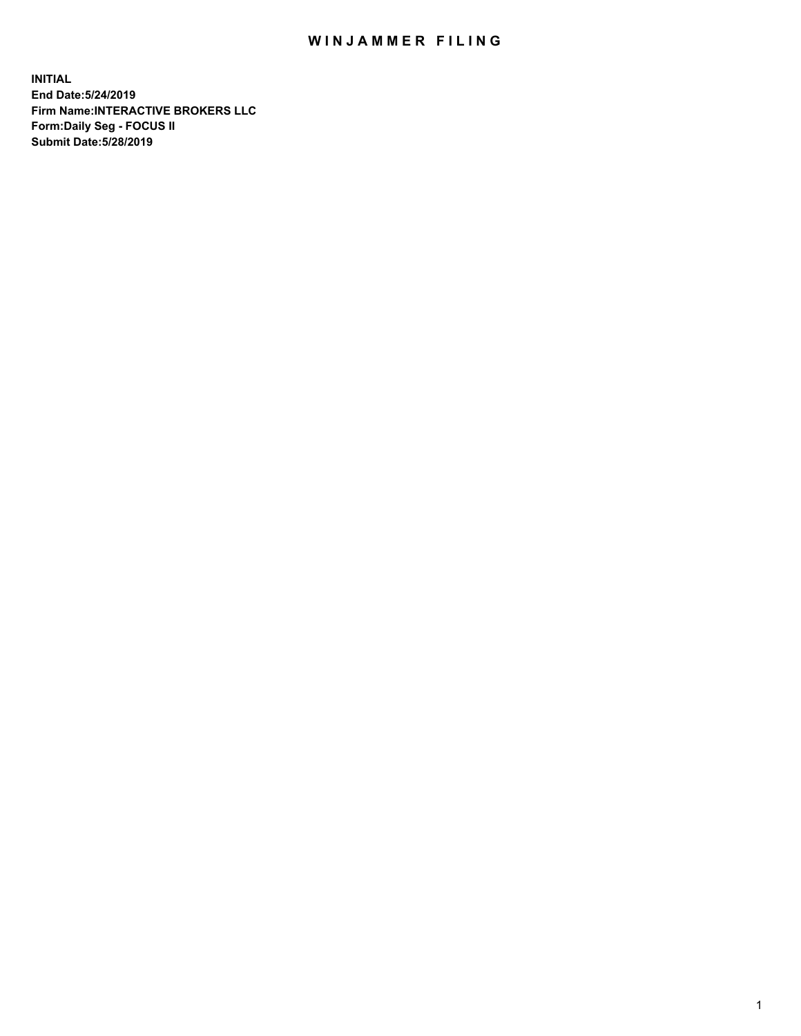# WINJAMMER FILING

**INITIAL**
**End Date:5/24/2019**
**Firm Name:INTERACTIVE BROKERS LLC**
**Form:Daily Seg - FOCUS II**
**Submit Date:5/28/2019**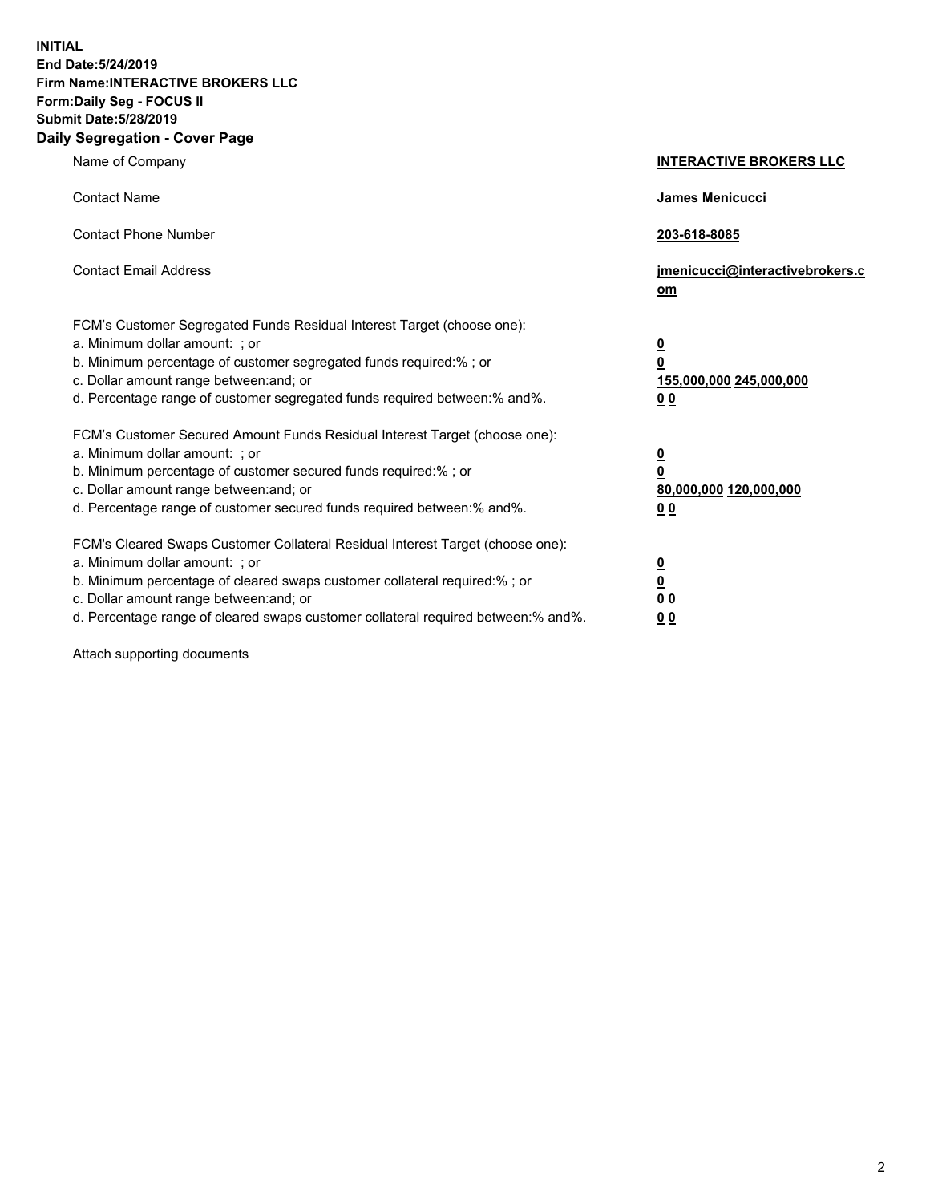**INITIAL**
**End Date:5/24/2019**
**Firm Name:INTERACTIVE BROKERS LLC**
**Form:Daily Seg - FOCUS II**
**Submit Date:5/28/2019**
**Daily Segregation - Cover Page**

| | |
|---|---|
| Name of Company | **INTERACTIVE BROKERS LLC** |
| Contact Name | **James Menicucci** |
| Contact Phone Number | **203-618-8085** |
| Contact Email Address | **jmenicucci@interactivebrokers.com** |

FCM's Customer Segregated Funds Residual Interest Target (choose one):

| | |
|---|---|
| a. Minimum dollar amount: ; or | **0** |
| b. Minimum percentage of customer segregated funds required:% ; or | **0** |
| c. Dollar amount range between:and; or | **155,000,000 245,000,000** |
| d. Percentage range of customer segregated funds required between:% and%. | **0 0** |

FCM's Customer Secured Amount Funds Residual Interest Target (choose one):

| | |
|---|---|
| a. Minimum dollar amount: ; or | **0** |
| b. Minimum percentage of customer secured funds required:% ; or | **0** |
| c. Dollar amount range between:and; or | **80,000,000 120,000,000** |
| d. Percentage range of customer secured funds required between:% and%. | **0 0** |

FCM's Cleared Swaps Customer Collateral Residual Interest Target (choose one):

| | |
|---|---|
| a. Minimum dollar amount: ; or | **0** |
| b. Minimum percentage of cleared swaps customer collateral required:% ; or | **0** |
| c. Dollar amount range between:and; or | **0 0** |
| d. Percentage range of cleared swaps customer collateral required between:% and%. | **0 0** |

Attach supporting documents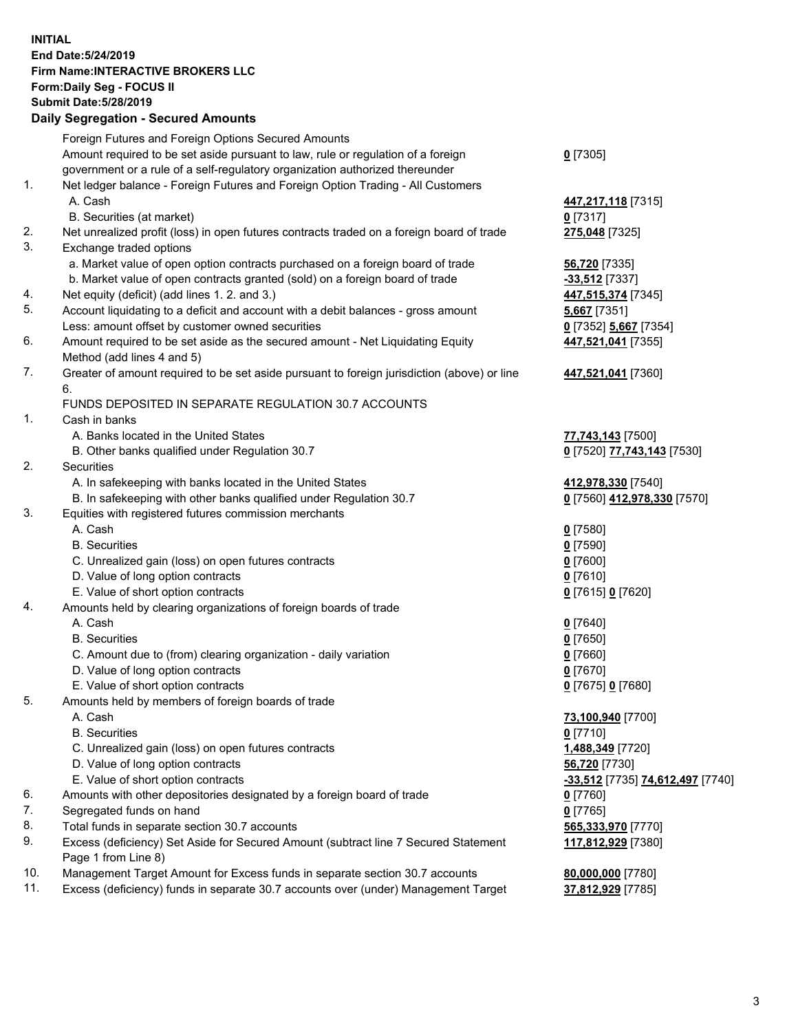**INITIAL**
**End Date:5/24/2019**
**Firm Name:INTERACTIVE BROKERS LLC**
**Form:Daily Seg - FOCUS II**
**Submit Date:5/28/2019**

## Daily Segregation - Secured Amounts

| | | |
|---|---|---|
| | Foreign Futures and Foreign Options Secured Amounts | |
| | Amount required to be set aside pursuant to law, rule or regulation of a foreign government or a rule of a self-regulatory organization authorized thereunder | **0** [7305] |
| 1. | Net ledger balance - Foreign Futures and Foreign Option Trading - All Customers | |
| | A. Cash | **447,217,118** [7315] |
| | B. Securities (at market) | **0** [7317] |
| 2. | Net unrealized profit (loss) in open futures contracts traded on a foreign board of trade | **275,048** [7325] |
| 3. | Exchange traded options | |
| | a. Market value of open option contracts purchased on a foreign board of trade | **56,720** [7335] |
| | b. Market value of open contracts granted (sold) on a foreign board of trade | **-33,512** [7337] |
| 4. | Net equity (deficit) (add lines 1. 2. and 3.) | **447,515,374** [7345] |
| 5. | Account liquidating to a deficit and account with a debit balances - gross amount | **5,667** [7351] |
| | Less: amount offset by customer owned securities | **0** [7352] **5,667** [7354] |
| 6. | Amount required to be set aside as the secured amount - Net Liquidating Equity Method (add lines 4 and 5) | **447,521,041** [7355] |
| 7. | Greater of amount required to be set aside pursuant to foreign jurisdiction (above) or line 6. | **447,521,041** [7360] |
| | FUNDS DEPOSITED IN SEPARATE REGULATION 30.7 ACCOUNTS | |
| 1. | Cash in banks | |
| | A. Banks located in the United States | **77,743,143** [7500] |
| | B. Other banks qualified under Regulation 30.7 | **0** [7520] **77,743,143** [7530] |
| 2. | Securities | |
| | A. In safekeeping with banks located in the United States | **412,978,330** [7540] |
| | B. In safekeeping with other banks qualified under Regulation 30.7 | **0** [7560] **412,978,330** [7570] |
| 3. | Equities with registered futures commission merchants | |
| | A. Cash | **0** [7580] |
| | B. Securities | **0** [7590] |
| | C. Unrealized gain (loss) on open futures contracts | **0** [7600] |
| | D. Value of long option contracts | **0** [7610] |
| | E. Value of short option contracts | **0** [7615] **0** [7620] |
| 4. | Amounts held by clearing organizations of foreign boards of trade | |
| | A. Cash | **0** [7640] |
| | B. Securities | **0** [7650] |
| | C. Amount due to (from) clearing organization - daily variation | **0** [7660] |
| | D. Value of long option contracts | **0** [7670] |
| | E. Value of short option contracts | **0** [7675] **0** [7680] |
| 5. | Amounts held by members of foreign boards of trade | |
| | A. Cash | **73,100,940** [7700] |
| | B. Securities | **0** [7710] |
| | C. Unrealized gain (loss) on open futures contracts | **1,488,349** [7720] |
| | D. Value of long option contracts | **56,720** [7730] |
| | E. Value of short option contracts | **-33,512** [7735] **74,612,497** [7740] |
| 6. | Amounts with other depositories designated by a foreign board of trade | **0** [7760] |
| 7. | Segregated funds on hand | **0** [7765] |
| 8. | Total funds in separate section 30.7 accounts | **565,333,970** [7770] |
| 9. | Excess (deficiency) Set Aside for Secured Amount (subtract line 7 Secured Statement Page 1 from Line 8) | **117,812,929** [7380] |
| 10. | Management Target Amount for Excess funds in separate section 30.7 accounts | **80,000,000** [7780] |
| 11. | Excess (deficiency) funds in separate 30.7 accounts over (under) Management Target | **37,812,929** [7785] |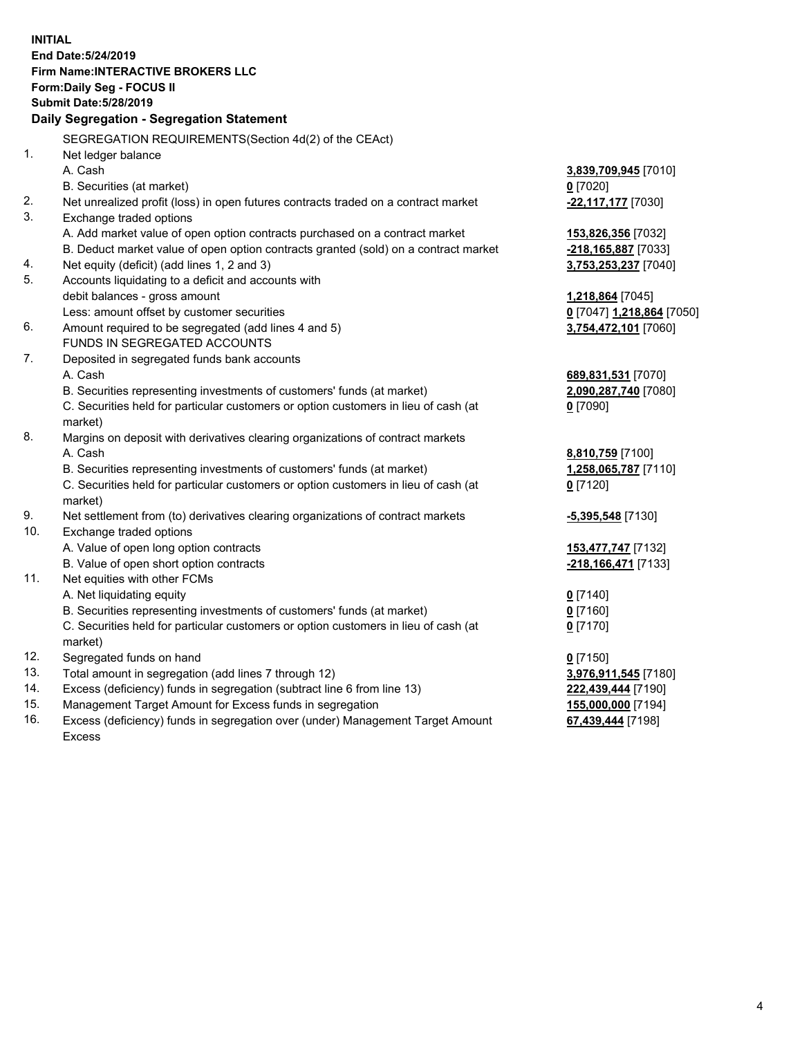**INITIAL**
**End Date:5/24/2019**
**Firm Name:INTERACTIVE BROKERS LLC**
**Form:Daily Seg - FOCUS II**
**Submit Date:5/28/2019**

## Daily Segregation - Segregation Statement

SEGREGATION REQUIREMENTS(Section 4d(2) of the CEAct)

| | | |
|---|---|---|
| 1. | Net ledger balance | |
| | A. Cash | **3,839,709,945** [7010] |
| | B. Securities (at market) | **0** [7020] |
| 2. | Net unrealized profit (loss) in open futures contracts traded on a contract market | **-22,117,177** [7030] |
| 3. | Exchange traded options | |
| | A. Add market value of open option contracts purchased on a contract market | **153,826,356** [7032] |
| | B. Deduct market value of open option contracts granted (sold) on a contract market | **-218,165,887** [7033] |
| 4. | Net equity (deficit) (add lines 1, 2 and 3) | **3,753,253,237** [7040] |
| 5. | Accounts liquidating to a deficit and accounts with debit balances - gross amount | **1,218,864** [7045] |
| | Less: amount offset by customer securities | **0** [7047] **1,218,864** [7050] |
| 6. | Amount required to be segregated (add lines 4 and 5) | **3,754,472,101** [7060] |
| | FUNDS IN SEGREGATED ACCOUNTS | |
| 7. | Deposited in segregated funds bank accounts | |
| | A. Cash | **689,831,531** [7070] |
| | B. Securities representing investments of customers' funds (at market) | **2,090,287,740** [7080] |
| | C. Securities held for particular customers or option customers in lieu of cash (at market) | **0** [7090] |
| 8. | Margins on deposit with derivatives clearing organizations of contract markets | |
| | A. Cash | **8,810,759** [7100] |
| | B. Securities representing investments of customers' funds (at market) | **1,258,065,787** [7110] |
| | C. Securities held for particular customers or option customers in lieu of cash (at market) | **0** [7120] |
| 9. | Net settlement from (to) derivatives clearing organizations of contract markets | **-5,395,548** [7130] |
| 10. | Exchange traded options | |
| | A. Value of open long option contracts | **153,477,747** [7132] |
| | B. Value of open short option contracts | **-218,166,471** [7133] |
| 11. | Net equities with other FCMs | |
| | A. Net liquidating equity | **0** [7140] |
| | B. Securities representing investments of customers' funds (at market) | **0** [7160] |
| | C. Securities held for particular customers or option customers in lieu of cash (at market) | **0** [7170] |
| 12. | Segregated funds on hand | **0** [7150] |
| 13. | Total amount in segregation (add lines 7 through 12) | **3,976,911,545** [7180] |
| 14. | Excess (deficiency) funds in segregation (subtract line 6 from line 13) | **222,439,444** [7190] |
| 15. | Management Target Amount for Excess funds in segregation | **155,000,000** [7194] |
| 16. | Excess (deficiency) funds in segregation over (under) Management Target Amount Excess | **67,439,444** [7198] |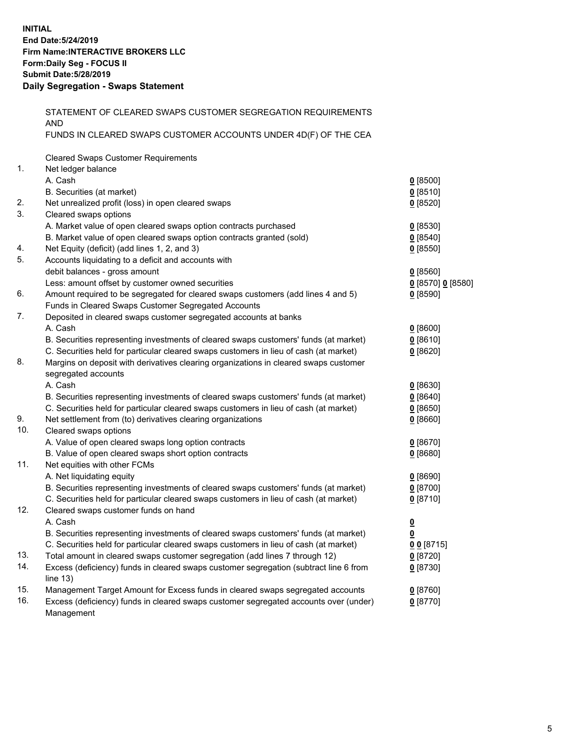**INITIAL**
**End Date:5/24/2019**
**Firm Name:INTERACTIVE BROKERS LLC**
**Form:Daily Seg - FOCUS II**
**Submit Date:5/28/2019**
**Daily Segregation - Swaps Statement**

STATEMENT OF CLEARED SWAPS CUSTOMER SEGREGATION REQUIREMENTS AND FUNDS IN CLEARED SWAPS CUSTOMER ACCOUNTS UNDER 4D(F) OF THE CEA

| | | |
|---|---|---|
| | Cleared Swaps Customer Requirements | |
| 1. | Net ledger balance | |
| | A. Cash | 0 [8500] |
| | B. Securities (at market) | 0 [8510] |
| 2. | Net unrealized profit (loss) in open cleared swaps | 0 [8520] |
| 3. | Cleared swaps options | |
| | A. Market value of open cleared swaps option contracts purchased | 0 [8530] |
| | B. Market value of open cleared swaps option contracts granted (sold) | 0 [8540] |
| 4. | Net Equity (deficit) (add lines 1, 2, and 3) | 0 [8550] |
| 5. | Accounts liquidating to a deficit and accounts with debit balances - gross amount | 0 [8560] |
| | Less: amount offset by customer owned securities | 0 [8570] 0 [8580] |
| 6. | Amount required to be segregated for cleared swaps customers (add lines 4 and 5) | 0 [8590] |
| | Funds in Cleared Swaps Customer Segregated Accounts | |
| 7. | Deposited in cleared swaps customer segregated accounts at banks | |
| | A. Cash | 0 [8600] |
| | B. Securities representing investments of cleared swaps customers' funds (at market) | 0 [8610] |
| | C. Securities held for particular cleared swaps customers in lieu of cash (at market) | 0 [8620] |
| 8. | Margins on deposit with derivatives clearing organizations in cleared swaps customer segregated accounts | |
| | A. Cash | 0 [8630] |
| | B. Securities representing investments of cleared swaps customers' funds (at market) | 0 [8640] |
| | C. Securities held for particular cleared swaps customers in lieu of cash (at market) | 0 [8650] |
| 9. | Net settlement from (to) derivatives clearing organizations | 0 [8660] |
| 10. | Cleared swaps options | |
| | A. Value of open cleared swaps long option contracts | 0 [8670] |
| | B. Value of open cleared swaps short option contracts | 0 [8680] |
| 11. | Net equities with other FCMs | |
| | A. Net liquidating equity | 0 [8690] |
| | B. Securities representing investments of cleared swaps customers' funds (at market) | 0 [8700] |
| | C. Securities held for particular cleared swaps customers in lieu of cash (at market) | 0 [8710] |
| 12. | Cleared swaps customer funds on hand | |
| | A. Cash | 0 |
| | B. Securities representing investments of cleared swaps customers' funds (at market) | 0 |
| | C. Securities held for particular cleared swaps customers in lieu of cash (at market) | 0 0 [8715] |
| 13. | Total amount in cleared swaps customer segregation (add lines 7 through 12) | 0 [8720] |
| 14. | Excess (deficiency) funds in cleared swaps customer segregation (subtract line 6 from line 13) | 0 [8730] |
| 15. | Management Target Amount for Excess funds in cleared swaps segregated accounts | 0 [8760] |
| 16. | Excess (deficiency) funds in cleared swaps customer segregated accounts over (under) Management | 0 [8770] |